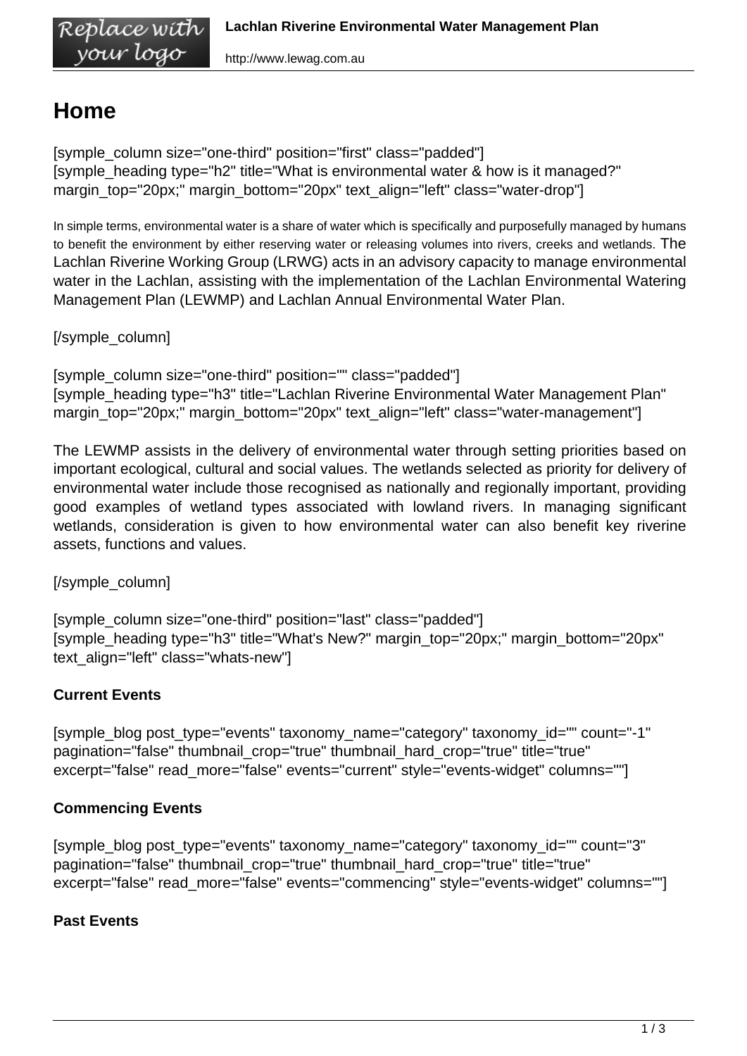# Home

[symple_column size="one-third" position="first" class="padded"]
[symple_heading type="h2" title="What is environmental water & how is it managed?" margin_top="20px;" margin_bottom="20px" text_align="left" class="water-drop"]

In simple terms, environmental water is a share of water which is specifically and purposefully managed by humans to benefit the environment by either reserving water or releasing volumes into rivers, creeks and wetlands. The Lachlan Riverine Working Group (LRWG) acts in an advisory capacity to manage environmental water in the Lachlan, assisting with the implementation of the Lachlan Environmental Watering Management Plan (LEWMP) and Lachlan Annual Environmental Water Plan.

[/symple_column]

[symple_column size="one-third" position="" class="padded"]
[symple_heading type="h3" title="Lachlan Riverine Environmental Water Management Plan" margin_top="20px;" margin_bottom="20px" text_align="left" class="water-management"]

The LEWMP assists in the delivery of environmental water through setting priorities based on important ecological, cultural and social values. The wetlands selected as priority for delivery of environmental water include those recognised as nationally and regionally important, providing good examples of wetland types associated with lowland rivers. In managing significant wetlands, consideration is given to how environmental water can also benefit key riverine assets, functions and values.

[/symple_column]

[symple_column size="one-third" position="last" class="padded"]
[symple_heading type="h3" title="What's New?" margin_top="20px;" margin_bottom="20px" text_align="left" class="whats-new"]

**Current Events**

[symple_blog post_type="events" taxonomy_name="category" taxonomy_id="" count="-1" pagination="false" thumbnail_crop="true" thumbnail_hard_crop="true" title="true" excerpt="false" read_more="false" events="current" style="events-widget" columns=""]

**Commencing Events**

[symple_blog post_type="events" taxonomy_name="category" taxonomy_id="" count="3" pagination="false" thumbnail_crop="true" thumbnail_hard_crop="true" title="true" excerpt="false" read_more="false" events="commencing" style="events-widget" columns=""]

**Past Events**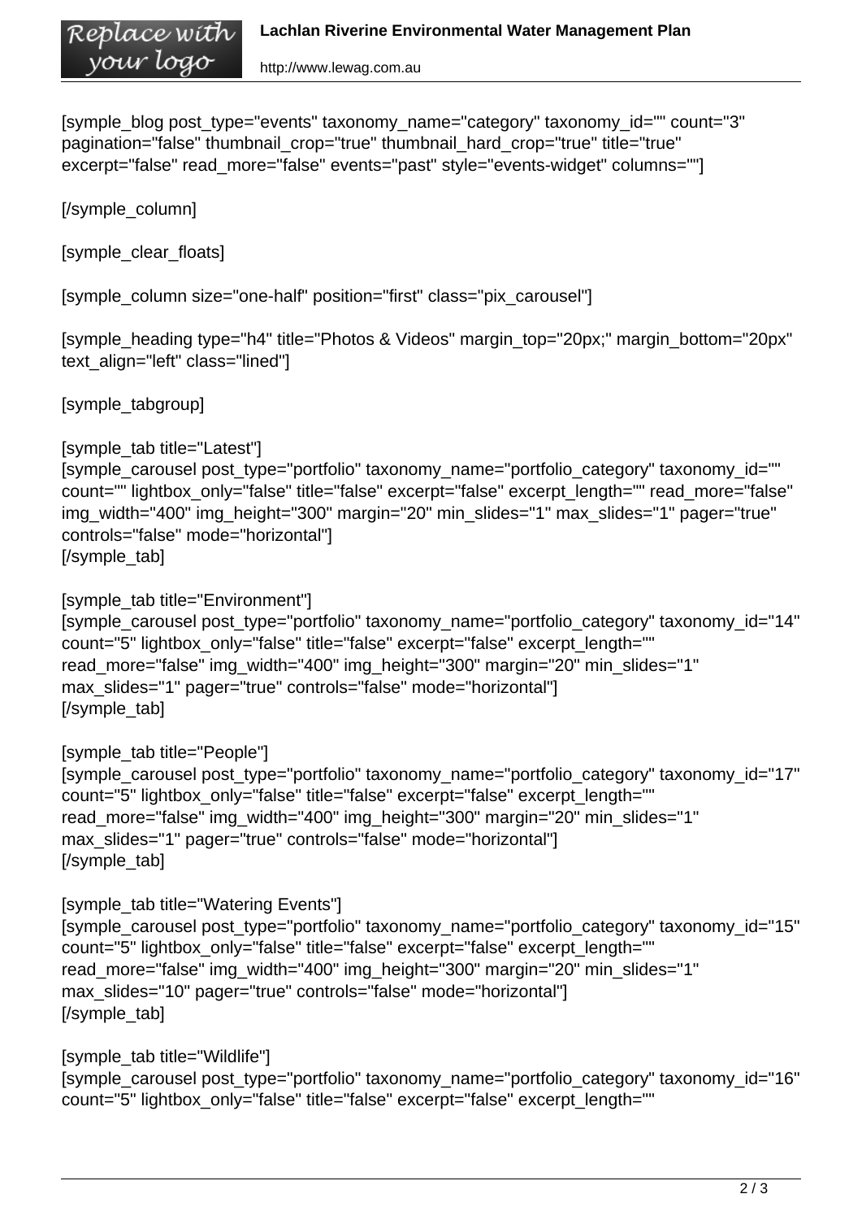[symple_blog post_type="events" taxonomy_name="category" taxonomy_id="" count="3" pagination="false" thumbnail_crop="true" thumbnail_hard_crop="true" title="true" excerpt="false" read_more="false" events="past" style="events-widget" columns=""]

[/symple_column]

[symple_clear_floats]

[symple_column size="one-half" position="first" class="pix_carousel"]

[symple_heading type="h4" title="Photos & Videos" margin_top="20px;" margin_bottom="20px" text_align="left" class="lined"]

[symple_tabgroup]

[symple_tab title="Latest"]
[symple_carousel post_type="portfolio" taxonomy_name="portfolio_category" taxonomy_id="" count="" lightbox_only="false" title="false" excerpt="false" excerpt_length="" read_more="false" img_width="400" img_height="300" margin="20" min_slides="1" max_slides="1" pager="true" controls="false" mode="horizontal"]
[/symple_tab]

[symple_tab title="Environment"]
[symple_carousel post_type="portfolio" taxonomy_name="portfolio_category" taxonomy_id="14" count="5" lightbox_only="false" title="false" excerpt="false" excerpt_length="" read_more="false" img_width="400" img_height="300" margin="20" min_slides="1" max_slides="1" pager="true" controls="false" mode="horizontal"]
[/symple_tab]

[symple_tab title="People"]
[symple_carousel post_type="portfolio" taxonomy_name="portfolio_category" taxonomy_id="17" count="5" lightbox_only="false" title="false" excerpt="false" excerpt_length="" read_more="false" img_width="400" img_height="300" margin="20" min_slides="1" max_slides="1" pager="true" controls="false" mode="horizontal"]
[/symple_tab]

[symple_tab title="Watering Events"]
[symple_carousel post_type="portfolio" taxonomy_name="portfolio_category" taxonomy_id="15" count="5" lightbox_only="false" title="false" excerpt="false" excerpt_length="" read_more="false" img_width="400" img_height="300" margin="20" min_slides="1" max_slides="10" pager="true" controls="false" mode="horizontal"]
[/symple_tab]

[symple_tab title="Wildlife"]
[symple_carousel post_type="portfolio" taxonomy_name="portfolio_category" taxonomy_id="16" count="5" lightbox_only="false" title="false" excerpt="false" excerpt_length=""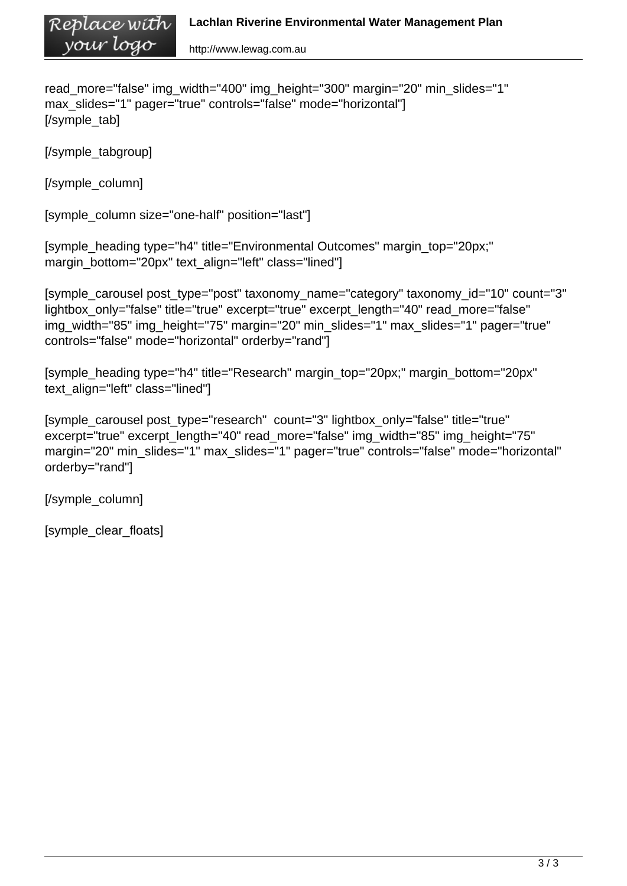read_more="false" img_width="400" img_height="300" margin="20" min_slides="1" max_slides="1" pager="true" controls="false" mode="horizontal"]
[/symple_tab]

[/symple_tabgroup]

[/symple_column]

[symple_column size="one-half" position="last"]

[symple_heading type="h4" title="Environmental Outcomes" margin_top="20px;" margin_bottom="20px" text_align="left" class="lined"]

[symple_carousel post_type="post" taxonomy_name="category" taxonomy_id="10" count="3" lightbox_only="false" title="true" excerpt="true" excerpt_length="40" read_more="false" img_width="85" img_height="75" margin="20" min_slides="1" max_slides="1" pager="true" controls="false" mode="horizontal" orderby="rand"]

[symple_heading type="h4" title="Research" margin_top="20px;" margin_bottom="20px" text_align="left" class="lined"]

[symple_carousel post_type="research"  count="3" lightbox_only="false" title="true" excerpt="true" excerpt_length="40" read_more="false" img_width="85" img_height="75" margin="20" min_slides="1" max_slides="1" pager="true" controls="false" mode="horizontal" orderby="rand"]

[/symple_column]

[symple_clear_floats]